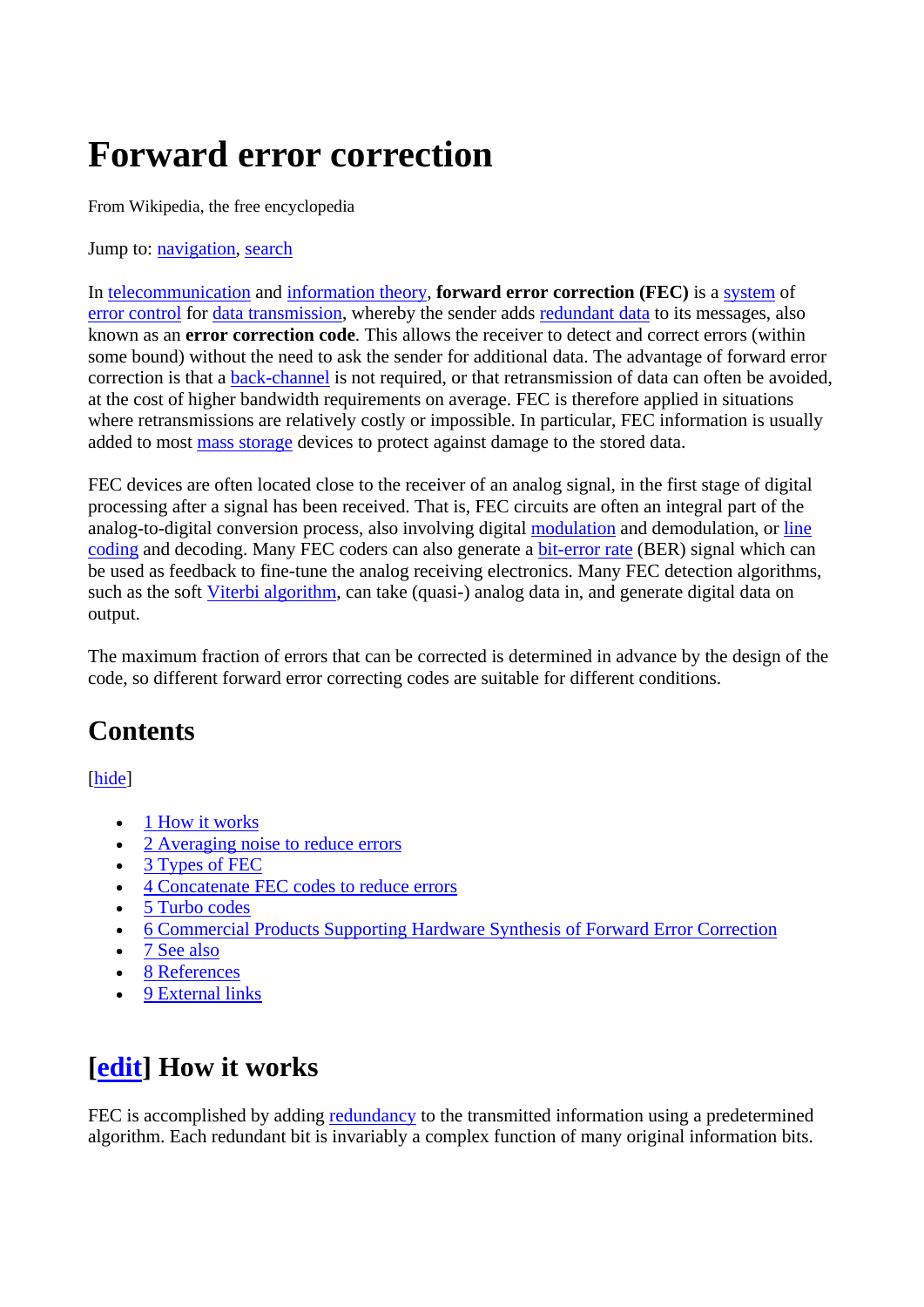# Forward error correction

From Wikipedia, the free encyclopedia

Jump to: navigation, search

In telecommunication and information theory, **forward error correction (FEC)** is a system of error control for data transmission, whereby the sender adds redundant data to its messages, also known as an **error correction code**. This allows the receiver to detect and correct errors (within some bound) without the need to ask the sender for additional data. The advantage of forward error correction is that a back-channel is not required, or that retransmission of data can often be avoided, at the cost of higher bandwidth requirements on average. FEC is therefore applied in situations where retransmissions are relatively costly or impossible. In particular, FEC information is usually added to most mass storage devices to protect against damage to the stored data.

FEC devices are often located close to the receiver of an analog signal, in the first stage of digital processing after a signal has been received. That is, FEC circuits are often an integral part of the analog-to-digital conversion process, also involving digital modulation and demodulation, or line coding and decoding. Many FEC coders can also generate a bit-error rate (BER) signal which can be used as feedback to fine-tune the analog receiving electronics. Many FEC detection algorithms, such as the soft Viterbi algorithm, can take (quasi-) analog data in, and generate digital data on output.

The maximum fraction of errors that can be corrected is determined in advance by the design of the code, so different forward error correcting codes are suitable for different conditions.

## Contents

[hide]

- 1 How it works
- 2 Averaging noise to reduce errors
- 3 Types of FEC
- 4 Concatenate FEC codes to reduce errors
- 5 Turbo codes
- 6 Commercial Products Supporting Hardware Synthesis of Forward Error Correction
- 7 See also
- 8 References
- 9 External links

## [edit] How it works

FEC is accomplished by adding redundancy to the transmitted information using a predetermined algorithm. Each redundant bit is invariably a complex function of many original information bits.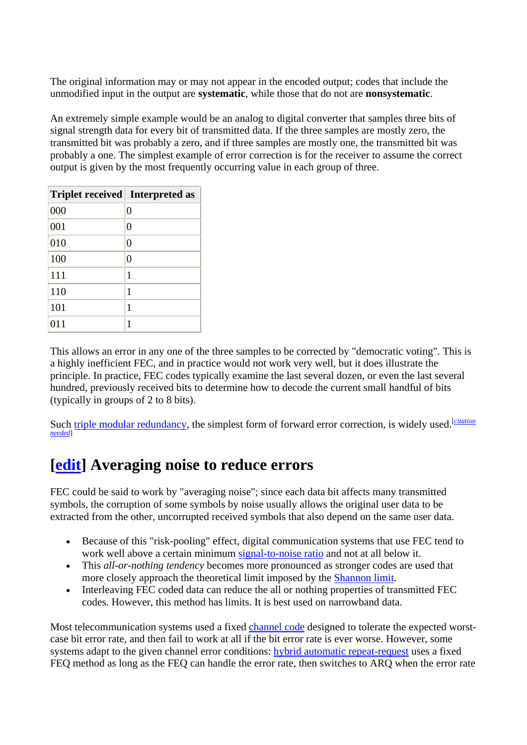The original information may or may not appear in the encoded output; codes that include the unmodified input in the output are **systematic**, while those that do not are **nonsystematic**.

An extremely simple example would be an analog to digital converter that samples three bits of signal strength data for every bit of transmitted data. If the three samples are mostly zero, the transmitted bit was probably a zero, and if three samples are mostly one, the transmitted bit was probably a one. The simplest example of error correction is for the receiver to assume the correct output is given by the most frequently occurring value in each group of three.

| Triplet received | Interpreted as |
|---|---|
| 000 | 0 |
| 001 | 0 |
| 010 | 0 |
| 100 | 0 |
| 111 | 1 |
| 110 | 1 |
| 101 | 1 |
| 011 | 1 |

This allows an error in any one of the three samples to be corrected by "democratic voting". This is a highly inefficient FEC, and in practice would not work very well, but it does illustrate the principle. In practice, FEC codes typically examine the last several dozen, or even the last several hundred, previously received bits to determine how to decode the current small handful of bits (typically in groups of 2 to 8 bits).

Such triple modular redundancy, the simplest form of forward error correction, is widely used.[citation needed]

## [edit] Averaging noise to reduce errors

FEC could be said to work by "averaging noise"; since each data bit affects many transmitted symbols, the corruption of some symbols by noise usually allows the original user data to be extracted from the other, uncorrupted received symbols that also depend on the same user data.

- Because of this "risk-pooling" effect, digital communication systems that use FEC tend to work well above a certain minimum signal-to-noise ratio and not at all below it.
- This *all-or-nothing tendency* becomes more pronounced as stronger codes are used that more closely approach the theoretical limit imposed by the Shannon limit.
- Interleaving FEC coded data can reduce the all or nothing properties of transmitted FEC codes. However, this method has limits. It is best used on narrowband data.

Most telecommunication systems used a fixed channel code designed to tolerate the expected worst-case bit error rate, and then fail to work at all if the bit error rate is ever worse. However, some systems adapt to the given channel error conditions: hybrid automatic repeat-request uses a fixed FEQ method as long as the FEQ can handle the error rate, then switches to ARQ when the error rate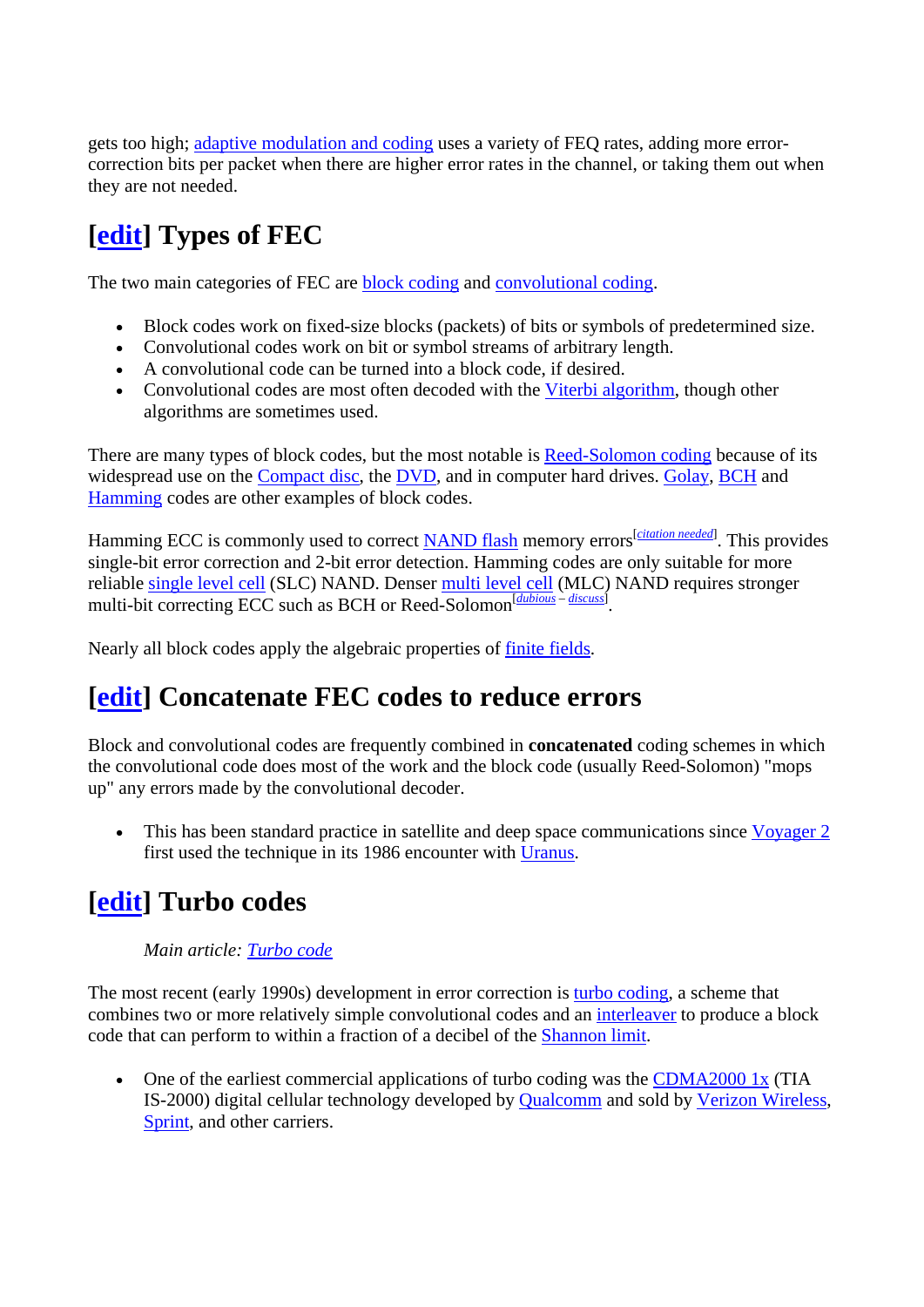gets too high; adaptive modulation and coding uses a variety of FEQ rates, adding more error-correction bits per packet when there are higher error rates in the channel, or taking them out when they are not needed.

## [edit] Types of FEC

The two main categories of FEC are block coding and convolutional coding.

- Block codes work on fixed-size blocks (packets) of bits or symbols of predetermined size.
- Convolutional codes work on bit or symbol streams of arbitrary length.
- A convolutional code can be turned into a block code, if desired.
- Convolutional codes are most often decoded with the Viterbi algorithm, though other algorithms are sometimes used.

There are many types of block codes, but the most notable is Reed-Solomon coding because of its widespread use on the Compact disc, the DVD, and in computer hard drives. Golay, BCH and Hamming codes are other examples of block codes.

Hamming ECC is commonly used to correct NAND flash memory errors[citation needed]. This provides single-bit error correction and 2-bit error detection. Hamming codes are only suitable for more reliable single level cell (SLC) NAND. Denser multi level cell (MLC) NAND requires stronger multi-bit correcting ECC such as BCH or Reed-Solomon[dubious – discuss].

Nearly all block codes apply the algebraic properties of finite fields.

## [edit] Concatenate FEC codes to reduce errors

Block and convolutional codes are frequently combined in **concatenated** coding schemes in which the convolutional code does most of the work and the block code (usually Reed-Solomon) "mops up" any errors made by the convolutional decoder.

- This has been standard practice in satellite and deep space communications since Voyager 2 first used the technique in its 1986 encounter with Uranus.

## [edit] Turbo codes

*Main article: Turbo code*

The most recent (early 1990s) development in error correction is turbo coding, a scheme that combines two or more relatively simple convolutional codes and an interleaver to produce a block code that can perform to within a fraction of a decibel of the Shannon limit.

- One of the earliest commercial applications of turbo coding was the CDMA2000 1x (TIA IS-2000) digital cellular technology developed by Qualcomm and sold by Verizon Wireless, Sprint, and other carriers.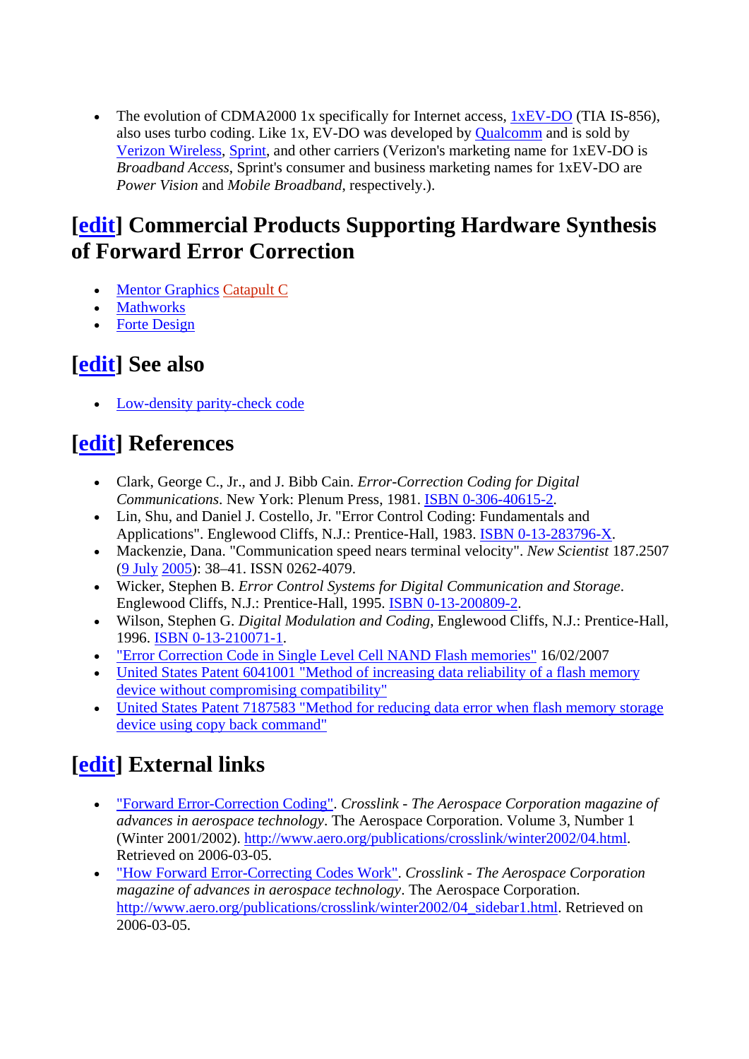- The evolution of CDMA2000 1x specifically for Internet access, 1xEV-DO (TIA IS-856), also uses turbo coding. Like 1x, EV-DO was developed by Qualcomm and is sold by Verizon Wireless, Sprint, and other carriers (Verizon's marketing name for 1xEV-DO is *Broadband Access*, Sprint's consumer and business marketing names for 1xEV-DO are *Power Vision* and *Mobile Broadband*, respectively.).

## [edit] Commercial Products Supporting Hardware Synthesis of Forward Error Correction

- Mentor Graphics Catapult C
- Mathworks
- Forte Design

## [edit] See also

- Low-density parity-check code

## [edit] References

- Clark, George C., Jr., and J. Bibb Cain. *Error-Correction Coding for Digital Communications*. New York: Plenum Press, 1981. ISBN 0-306-40615-2.
- Lin, Shu, and Daniel J. Costello, Jr. "Error Control Coding: Fundamentals and Applications". Englewood Cliffs, N.J.: Prentice-Hall, 1983. ISBN 0-13-283796-X.
- Mackenzie, Dana. "Communication speed nears terminal velocity". *New Scientist* 187.2507 (9 July 2005): 38–41. ISSN 0262-4079.
- Wicker, Stephen B. *Error Control Systems for Digital Communication and Storage*. Englewood Cliffs, N.J.: Prentice-Hall, 1995. ISBN 0-13-200809-2.
- Wilson, Stephen G. *Digital Modulation and Coding*, Englewood Cliffs, N.J.: Prentice-Hall, 1996. ISBN 0-13-210071-1.
- "Error Correction Code in Single Level Cell NAND Flash memories" 16/02/2007
- United States Patent 6041001 "Method of increasing data reliability of a flash memory device without compromising compatibility"
- United States Patent 7187583 "Method for reducing data error when flash memory storage device using copy back command"

## [edit] External links

- "Forward Error-Correction Coding". *Crosslink - The Aerospace Corporation magazine of advances in aerospace technology*. The Aerospace Corporation. Volume 3, Number 1 (Winter 2001/2002). http://www.aero.org/publications/crosslink/winter2002/04.html. Retrieved on 2006-03-05.
- "How Forward Error-Correcting Codes Work". *Crosslink - The Aerospace Corporation magazine of advances in aerospace technology*. The Aerospace Corporation. http://www.aero.org/publications/crosslink/winter2002/04_sidebar1.html. Retrieved on 2006-03-05.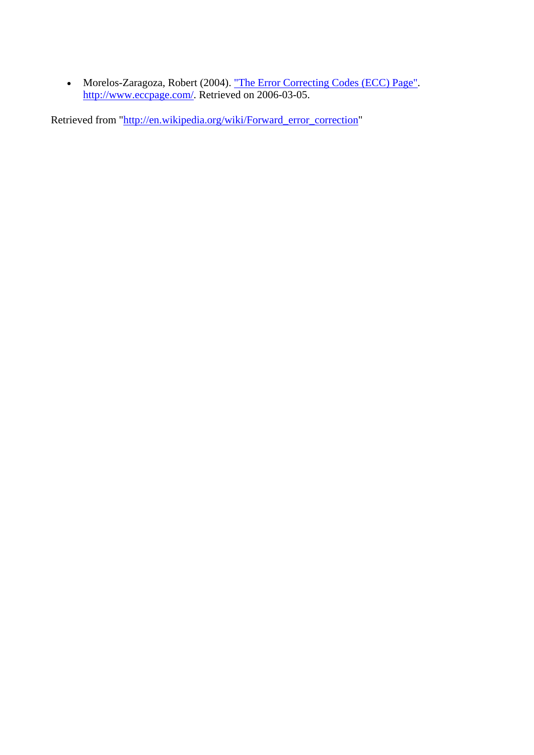- Morelos-Zaragoza, Robert (2004). "The Error Correcting Codes (ECC) Page". http://www.eccpage.com/. Retrieved on 2006-03-05.

Retrieved from "http://en.wikipedia.org/wiki/Forward_error_correction"